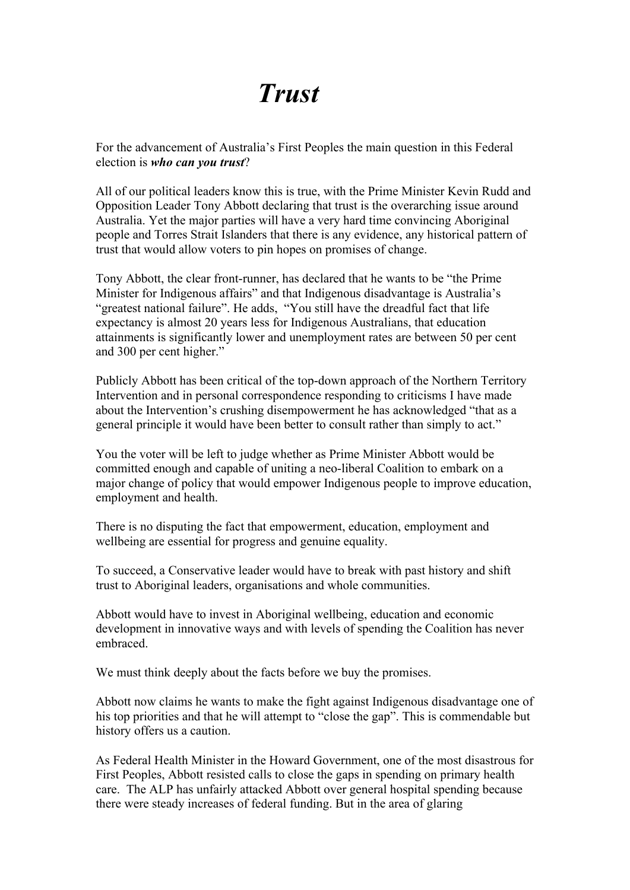# *Trust*

For the advancement of Australia's First Peoples the main question in this Federal election is ***who can you trust***?

All of our political leaders know this is true, with the Prime Minister Kevin Rudd and Opposition Leader Tony Abbott declaring that trust is the overarching issue around Australia. Yet the major parties will have a very hard time convincing Aboriginal people and Torres Strait Islanders that there is any evidence, any historical pattern of trust that would allow voters to pin hopes on promises of change.

Tony Abbott, the clear front-runner, has declared that he wants to be "the Prime Minister for Indigenous affairs" and that Indigenous disadvantage is Australia's "greatest national failure". He adds, "You still have the dreadful fact that life expectancy is almost 20 years less for Indigenous Australians, that education attainments is significantly lower and unemployment rates are between 50 per cent and 300 per cent higher."

Publicly Abbott has been critical of the top-down approach of the Northern Territory Intervention and in personal correspondence responding to criticisms I have made about the Intervention's crushing disempowerment he has acknowledged "that as a general principle it would have been better to consult rather than simply to act."

You the voter will be left to judge whether as Prime Minister Abbott would be committed enough and capable of uniting a neo-liberal Coalition to embark on a major change of policy that would empower Indigenous people to improve education, employment and health.

There is no disputing the fact that empowerment, education, employment and wellbeing are essential for progress and genuine equality.

To succeed, a Conservative leader would have to break with past history and shift trust to Aboriginal leaders, organisations and whole communities.

Abbott would have to invest in Aboriginal wellbeing, education and economic development in innovative ways and with levels of spending the Coalition has never embraced.

We must think deeply about the facts before we buy the promises.

Abbott now claims he wants to make the fight against Indigenous disadvantage one of his top priorities and that he will attempt to "close the gap". This is commendable but history offers us a caution.

As Federal Health Minister in the Howard Government, one of the most disastrous for First Peoples, Abbott resisted calls to close the gaps in spending on primary health care. The ALP has unfairly attacked Abbott over general hospital spending because there were steady increases of federal funding. But in the area of glaring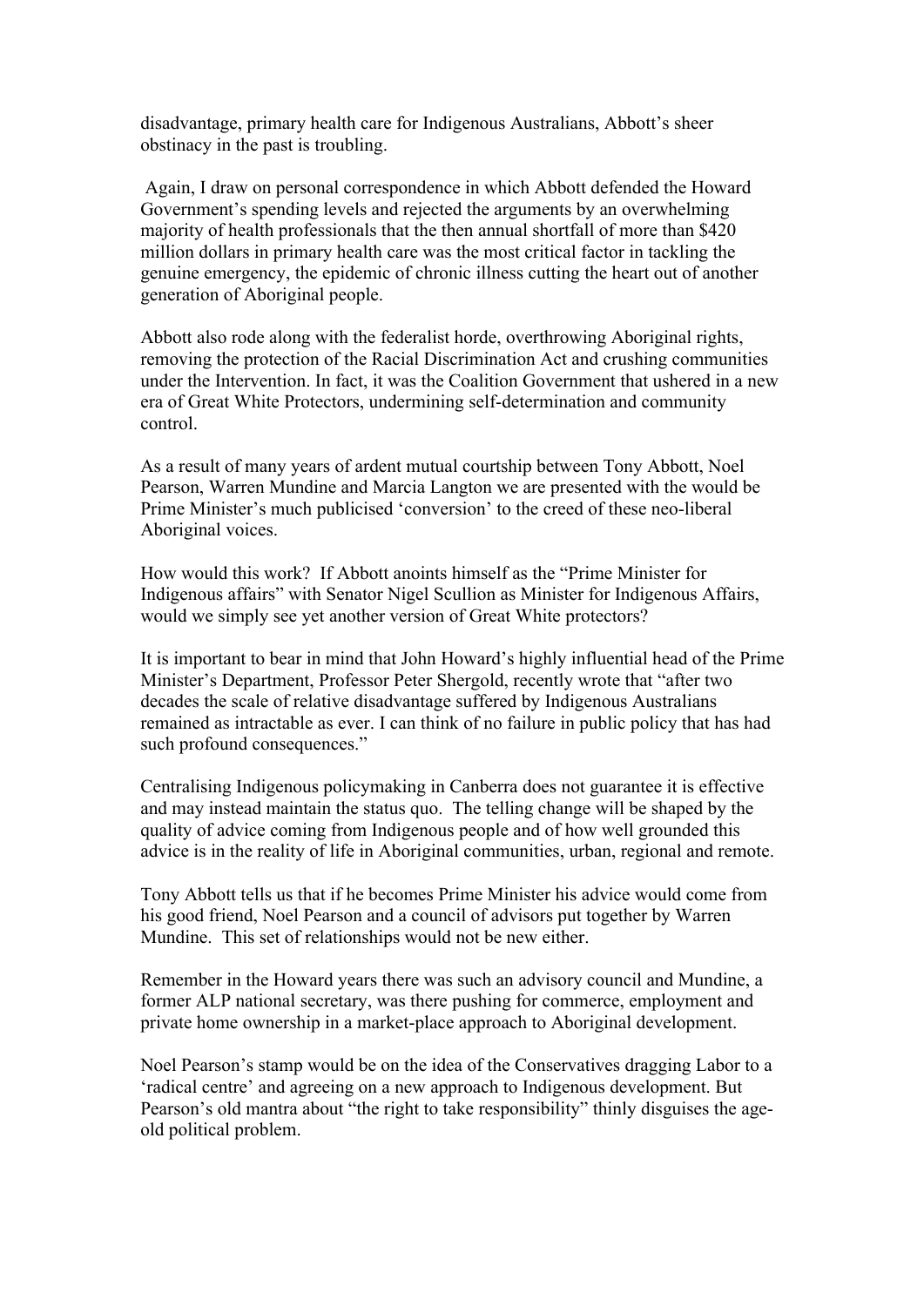disadvantage, primary health care for Indigenous Australians, Abbott's sheer obstinacy in the past is troubling.

Again, I draw on personal correspondence in which Abbott defended the Howard Government's spending levels and rejected the arguments by an overwhelming majority of health professionals that the then annual shortfall of more than $420 million dollars in primary health care was the most critical factor in tackling the genuine emergency, the epidemic of chronic illness cutting the heart out of another generation of Aboriginal people.

Abbott also rode along with the federalist horde, overthrowing Aboriginal rights, removing the protection of the Racial Discrimination Act and crushing communities under the Intervention. In fact, it was the Coalition Government that ushered in a new era of Great White Protectors, undermining self-determination and community control.

As a result of many years of ardent mutual courtship between Tony Abbott, Noel Pearson, Warren Mundine and Marcia Langton we are presented with the would be Prime Minister's much publicised 'conversion' to the creed of these neo-liberal Aboriginal voices.

How would this work? If Abbott anoints himself as the "Prime Minister for Indigenous affairs" with Senator Nigel Scullion as Minister for Indigenous Affairs, would we simply see yet another version of Great White protectors?

It is important to bear in mind that John Howard's highly influential head of the Prime Minister's Department, Professor Peter Shergold, recently wrote that "after two decades the scale of relative disadvantage suffered by Indigenous Australians remained as intractable as ever. I can think of no failure in public policy that has had such profound consequences."

Centralising Indigenous policymaking in Canberra does not guarantee it is effective and may instead maintain the status quo. The telling change will be shaped by the quality of advice coming from Indigenous people and of how well grounded this advice is in the reality of life in Aboriginal communities, urban, regional and remote.

Tony Abbott tells us that if he becomes Prime Minister his advice would come from his good friend, Noel Pearson and a council of advisors put together by Warren Mundine. This set of relationships would not be new either.

Remember in the Howard years there was such an advisory council and Mundine, a former ALP national secretary, was there pushing for commerce, employment and private home ownership in a market-place approach to Aboriginal development.

Noel Pearson's stamp would be on the idea of the Conservatives dragging Labor to a 'radical centre' and agreeing on a new approach to Indigenous development. But Pearson's old mantra about "the right to take responsibility" thinly disguises the age-old political problem.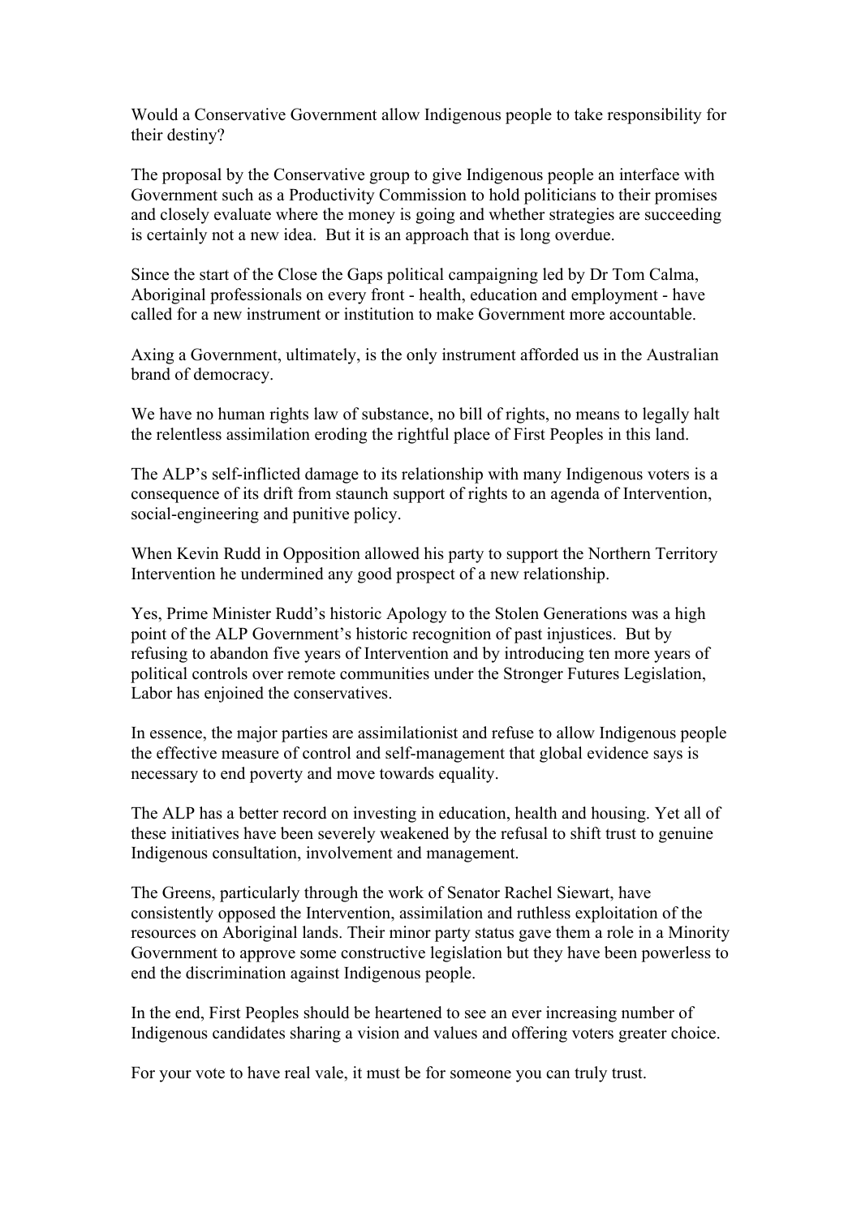Would a Conservative Government allow Indigenous people to take responsibility for their destiny?

The proposal by the Conservative group to give Indigenous people an interface with Government such as a Productivity Commission to hold politicians to their promises and closely evaluate where the money is going and whether strategies are succeeding is certainly not a new idea. But it is an approach that is long overdue.

Since the start of the Close the Gaps political campaigning led by Dr Tom Calma, Aboriginal professionals on every front - health, education and employment - have called for a new instrument or institution to make Government more accountable.

Axing a Government, ultimately, is the only instrument afforded us in the Australian brand of democracy.

We have no human rights law of substance, no bill of rights, no means to legally halt the relentless assimilation eroding the rightful place of First Peoples in this land.

The ALP's self-inflicted damage to its relationship with many Indigenous voters is a consequence of its drift from staunch support of rights to an agenda of Intervention, social-engineering and punitive policy.

When Kevin Rudd in Opposition allowed his party to support the Northern Territory Intervention he undermined any good prospect of a new relationship.

Yes, Prime Minister Rudd's historic Apology to the Stolen Generations was a high point of the ALP Government's historic recognition of past injustices. But by refusing to abandon five years of Intervention and by introducing ten more years of political controls over remote communities under the Stronger Futures Legislation, Labor has enjoined the conservatives.

In essence, the major parties are assimilationist and refuse to allow Indigenous people the effective measure of control and self-management that global evidence says is necessary to end poverty and move towards equality.

The ALP has a better record on investing in education, health and housing. Yet all of these initiatives have been severely weakened by the refusal to shift trust to genuine Indigenous consultation, involvement and management.

The Greens, particularly through the work of Senator Rachel Siewart, have consistently opposed the Intervention, assimilation and ruthless exploitation of the resources on Aboriginal lands. Their minor party status gave them a role in a Minority Government to approve some constructive legislation but they have been powerless to end the discrimination against Indigenous people.

In the end, First Peoples should be heartened to see an ever increasing number of Indigenous candidates sharing a vision and values and offering voters greater choice.

For your vote to have real vale, it must be for someone you can truly trust.